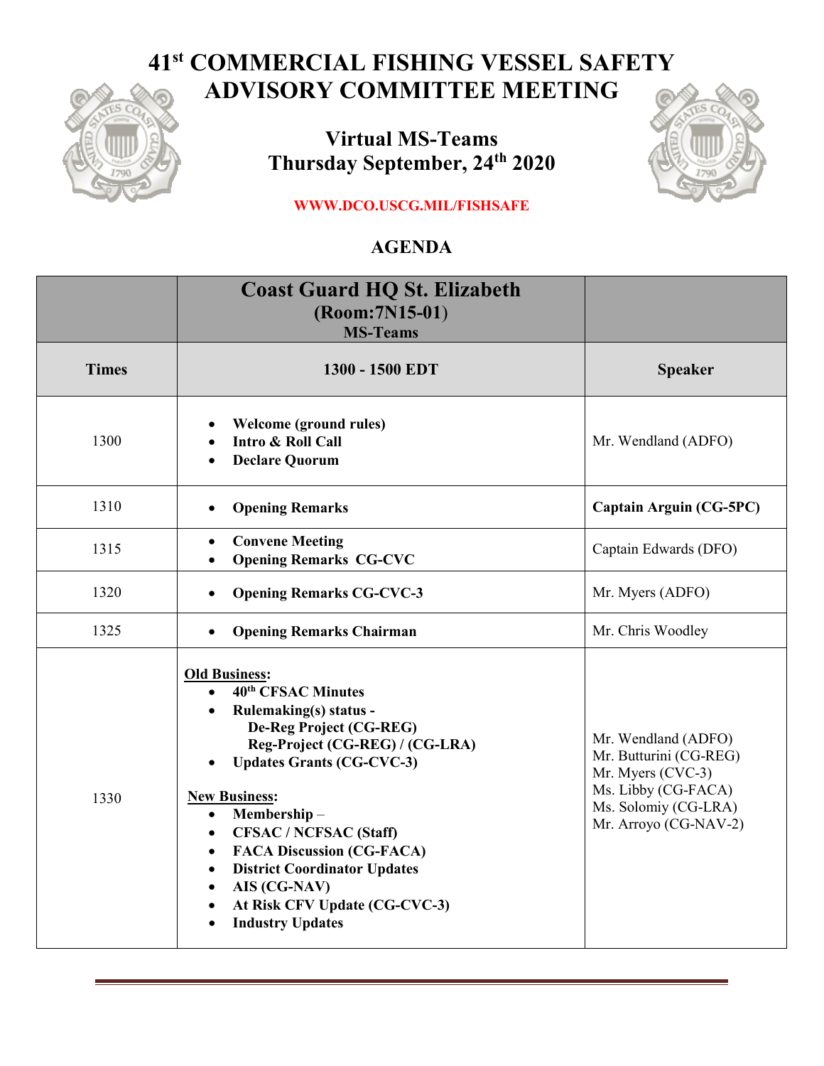# 41st COMMERCIAL FISHING VESSEL SAFETY ADVISORY COMMITTEE MEETING

## Virtual MS-Teams
## Thursday September, 24th 2020

WWW.DCO.USCG.MIL/FISHSAFE

## AGENDA

| | **Coast Guard HQ St. Elizabeth (Room:7N15-01) MS-Teams** | |
|---|---|---|
| **Times** | **1300 - 1500 EDT** | **Speaker** |
| 1300 | • **Welcome (ground rules)**<br>• **Intro & Roll Call**<br>• **Declare Quorum** | Mr. Wendland (ADFO) |
| 1310 | • **Opening Remarks** | **Captain Arguin (CG-5PC)** |
| 1315 | • **Convene Meeting**<br>• **Opening Remarks CG-CVC** | Captain Edwards (DFO) |
| 1320 | • **Opening Remarks CG-CVC-3** | Mr. Myers (ADFO) |
| 1325 | • **Opening Remarks Chairman** | Mr. Chris Woodley |
| 1330 | **Old Business:**<br>• **40th CFSAC Minutes**<br>• **Rulemaking(s) status -**<br>**De-Reg Project (CG-REG)**<br>**Reg-Project (CG-REG) / (CG-LRA)**<br>• **Updates Grants (CG-CVC-3)**<br><br>**New Business:**<br>• **Membership** –<br>• **CFSAC / NCFSAC (Staff)**<br>• **FACA Discussion (CG-FACA)**<br>• **District Coordinator Updates**<br>• **AIS (CG-NAV)**<br>• **At Risk CFV Update (CG-CVC-3)**<br>• **Industry Updates** | Mr. Wendland (ADFO)<br>Mr. Butturini (CG-REG)<br>Mr. Myers (CVC-3)<br>Ms. Libby (CG-FACA)<br>Ms. Solomiy (CG-LRA)<br>Mr. Arroyo (CG-NAV-2) |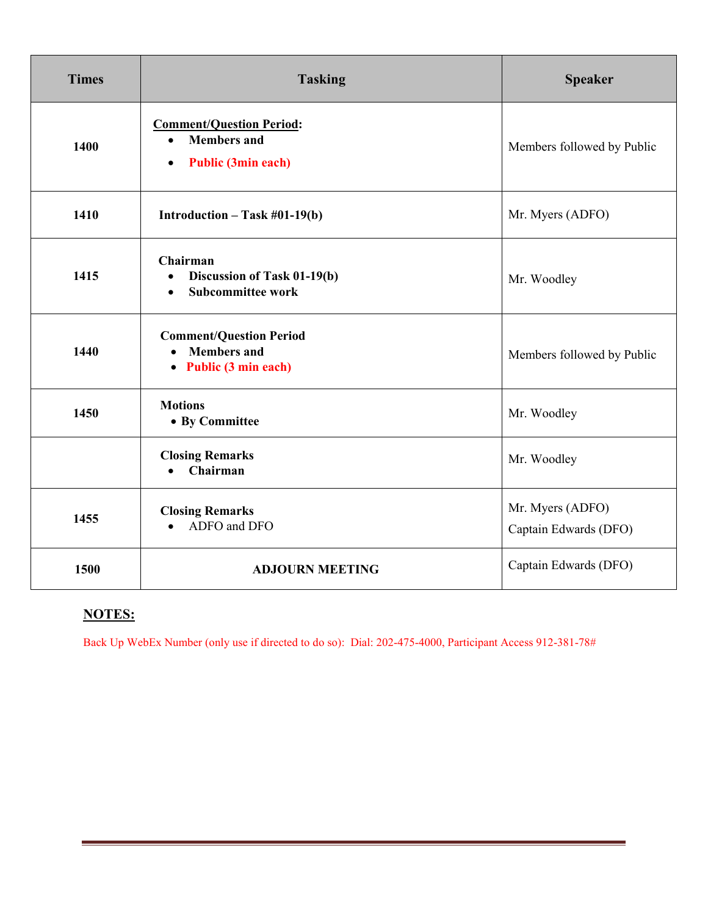| Times | Tasking | Speaker |
|---|---|---|
| 1400 | **Comment/Question Period**:<br>• **Members and**<br>• **Public (3min each)** | Members followed by Public |
| 1410 | **Introduction – Task #01-19(b)** | Mr. Myers (ADFO) |
| 1415 | **Chairman**<br>• **Discussion of Task 01-19(b)**<br>• **Subcommittee work** | Mr. Woodley |
| 1440 | **Comment/Question Period**<br>• **Members and**<br>• **Public (3 min each)** | Members followed by Public |
| 1450 | **Motions**<br>• **By Committee** | Mr. Woodley |
| | **Closing Remarks**<br>• **Chairman** | Mr. Woodley |
| 1455 | **Closing Remarks**<br>• ADFO and DFO | Mr. Myers (ADFO)<br>Captain Edwards (DFO) |
| 1500 | **ADJOURN MEETING** | Captain Edwards (DFO) |

**NOTES:**

Back Up WebEx Number (only use if directed to do so): Dial: 202-475-4000, Participant Access 912-381-78#